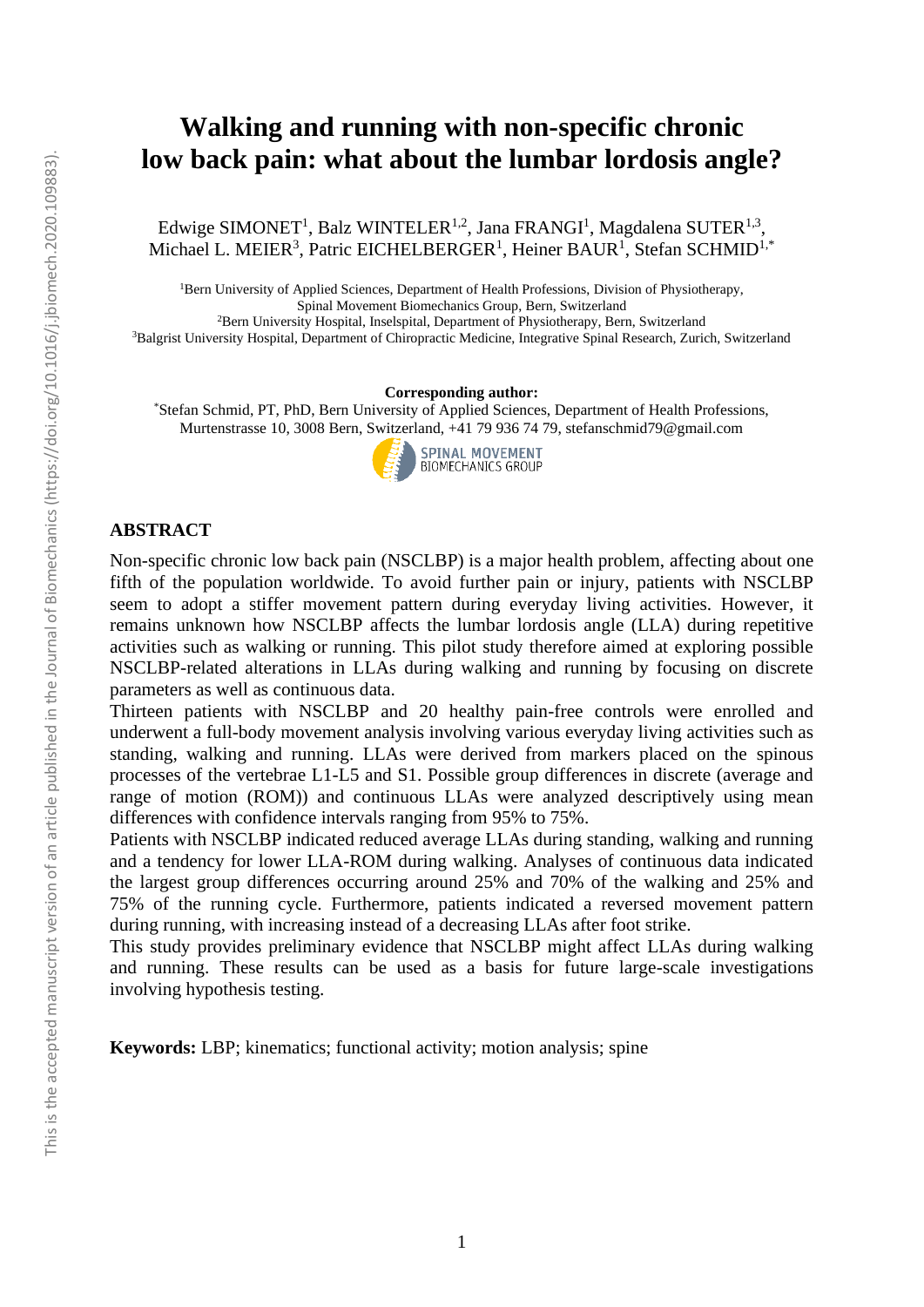# Walking and running with non-specific chronic low back pain: what about the lumbar lordosis angle?

Edwige SIMONET[1], Balz WINTELER[1,2], Jana FRANGI[1], Magdalena SUTER[1,3], Michael L. MEIER[3], Patric EICHELBERGER[1], Heiner BAUR[1], Stefan SCHMID[1,*]

[1]Bern University of Applied Sciences, Department of Health Professions, Division of Physiotherapy, Spinal Movement Biomechanics Group, Bern, Switzerland
[2]Bern University Hospital, Inselspital, Department of Physiotherapy, Bern, Switzerland
[3]Balgrist University Hospital, Department of Chiropractic Medicine, Integrative Spinal Research, Zurich, Switzerland

**Corresponding author:**
[*]Stefan Schmid, PT, PhD, Bern University of Applied Sciences, Department of Health Professions, Murtenstrasse 10, 3008 Bern, Switzerland, +41 79 936 74 79, stefanschmid79@gmail.com

## ABSTRACT

Non-specific chronic low back pain (NSCLBP) is a major health problem, affecting about one fifth of the population worldwide. To avoid further pain or injury, patients with NSCLBP seem to adopt a stiffer movement pattern during everyday living activities. However, it remains unknown how NSCLBP affects the lumbar lordosis angle (LLA) during repetitive activities such as walking or running. This pilot study therefore aimed at exploring possible NSCLBP-related alterations in LLAs during walking and running by focusing on discrete parameters as well as continuous data.

Thirteen patients with NSCLBP and 20 healthy pain-free controls were enrolled and underwent a full-body movement analysis involving various everyday living activities such as standing, walking and running. LLAs were derived from markers placed on the spinous processes of the vertebrae L1-L5 and S1. Possible group differences in discrete (average and range of motion (ROM)) and continuous LLAs were analyzed descriptively using mean differences with confidence intervals ranging from 95% to 75%.

Patients with NSCLBP indicated reduced average LLAs during standing, walking and running and a tendency for lower LLA-ROM during walking. Analyses of continuous data indicated the largest group differences occurring around 25% and 70% of the walking and 25% and 75% of the running cycle. Furthermore, patients indicated a reversed movement pattern during running, with increasing instead of a decreasing LLAs after foot strike.

This study provides preliminary evidence that NSCLBP might affect LLAs during walking and running. These results can be used as a basis for future large-scale investigations involving hypothesis testing.

**Keywords:** LBP; kinematics; functional activity; motion analysis; spine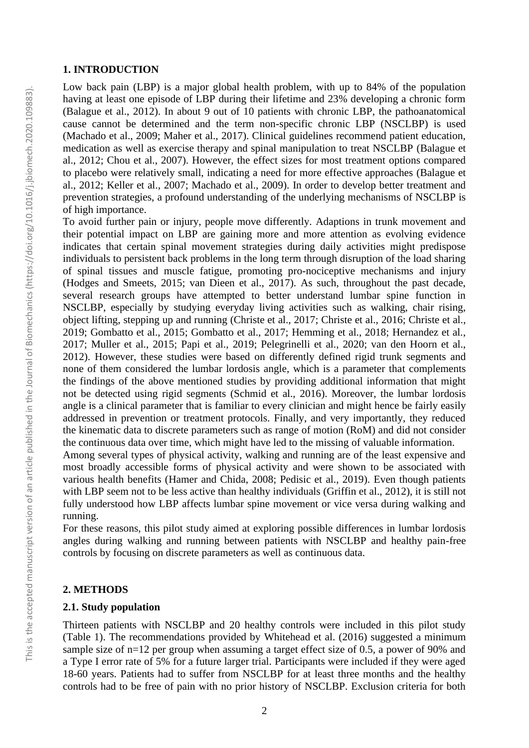## 1. INTRODUCTION

Low back pain (LBP) is a major global health problem, with up to 84% of the population having at least one episode of LBP during their lifetime and 23% developing a chronic form (Balague et al., 2012). In about 9 out of 10 patients with chronic LBP, the pathoanatomical cause cannot be determined and the term non-specific chronic LBP (NSCLBP) is used (Machado et al., 2009; Maher et al., 2017). Clinical guidelines recommend patient education, medication as well as exercise therapy and spinal manipulation to treat NSCLBP (Balague et al., 2012; Chou et al., 2007). However, the effect sizes for most treatment options compared to placebo were relatively small, indicating a need for more effective approaches (Balague et al., 2012; Keller et al., 2007; Machado et al., 2009). In order to develop better treatment and prevention strategies, a profound understanding of the underlying mechanisms of NSCLBP is of high importance.

To avoid further pain or injury, people move differently. Adaptions in trunk movement and their potential impact on LBP are gaining more and more attention as evolving evidence indicates that certain spinal movement strategies during daily activities might predispose individuals to persistent back problems in the long term through disruption of the load sharing of spinal tissues and muscle fatigue, promoting pro-nociceptive mechanisms and injury (Hodges and Smeets, 2015; van Dieen et al., 2017). As such, throughout the past decade, several research groups have attempted to better understand lumbar spine function in NSCLBP, especially by studying everyday living activities such as walking, chair rising, object lifting, stepping up and running (Christe et al., 2017; Christe et al., 2016; Christe et al., 2019; Gombatto et al., 2015; Gombatto et al., 2017; Hemming et al., 2018; Hernandez et al., 2017; Muller et al., 2015; Papi et al., 2019; Pelegrinelli et al., 2020; van den Hoorn et al., 2012). However, these studies were based on differently defined rigid trunk segments and none of them considered the lumbar lordosis angle, which is a parameter that complements the findings of the above mentioned studies by providing additional information that might not be detected using rigid segments (Schmid et al., 2016). Moreover, the lumbar lordosis angle is a clinical parameter that is familiar to every clinician and might hence be fairly easily addressed in prevention or treatment protocols. Finally, and very importantly, they reduced the kinematic data to discrete parameters such as range of motion (RoM) and did not consider the continuous data over time, which might have led to the missing of valuable information.

Among several types of physical activity, walking and running are of the least expensive and most broadly accessible forms of physical activity and were shown to be associated with various health benefits (Hamer and Chida, 2008; Pedisic et al., 2019). Even though patients with LBP seem not to be less active than healthy individuals (Griffin et al., 2012), it is still not fully understood how LBP affects lumbar spine movement or vice versa during walking and running.

For these reasons, this pilot study aimed at exploring possible differences in lumbar lordosis angles during walking and running between patients with NSCLBP and healthy pain-free controls by focusing on discrete parameters as well as continuous data.

## 2. METHODS

### 2.1. Study population

Thirteen patients with NSCLBP and 20 healthy controls were included in this pilot study (Table 1). The recommendations provided by Whitehead et al. (2016) suggested a minimum sample size of n=12 per group when assuming a target effect size of 0.5, a power of 90% and a Type I error rate of 5% for a future larger trial. Participants were included if they were aged 18-60 years. Patients had to suffer from NSCLBP for at least three months and the healthy controls had to be free of pain with no prior history of NSCLBP. Exclusion criteria for both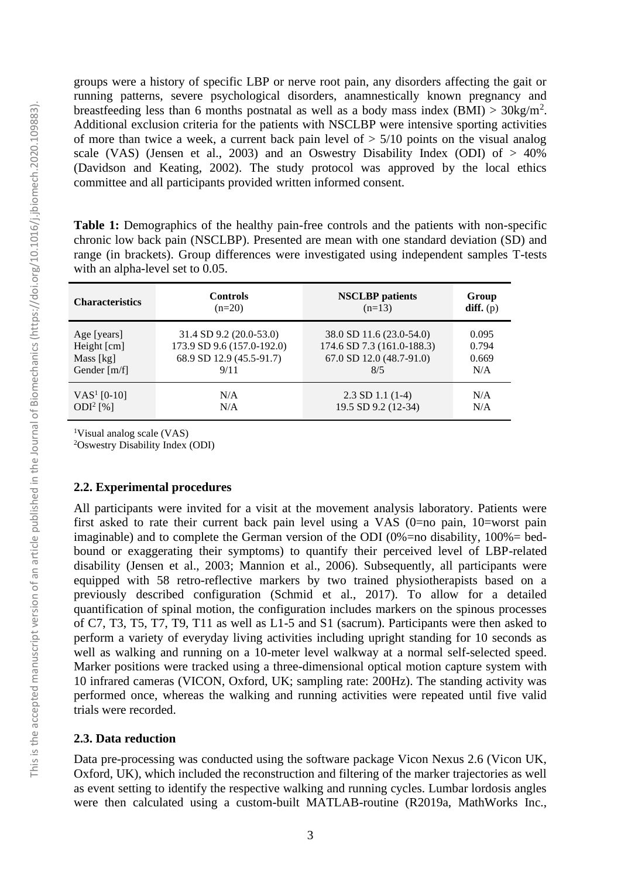groups were a history of specific LBP or nerve root pain, any disorders affecting the gait or running patterns, severe psychological disorders, anamnestically known pregnancy and breastfeeding less than 6 months postnatal as well as a body mass index (BMI) > $30kg/m^2$. Additional exclusion criteria for the patients with NSCLBP were intensive sporting activities of more than twice a week, a current back pain level of > 5/10 points on the visual analog scale (VAS) (Jensen et al., 2003) and an Oswestry Disability Index (ODI) of > 40% (Davidson and Keating, 2002). The study protocol was approved by the local ethics committee and all participants provided written informed consent.

**Table 1:** Demographics of the healthy pain-free controls and the patients with non-specific chronic low back pain (NSCLBP). Presented are mean with one standard deviation (SD) and range (in brackets). Group differences were investigated using independent samples T-tests with an alpha-level set to 0.05.

| Characteristics | Controls (n=20) | NSCLBP patients (n=13) | Group diff. (p) |
|---|---|---|---|
| Age [years] | 31.4 SD 9.2 (20.0-53.0) | 38.0 SD 11.6 (23.0-54.0) | 0.095 |
| Height [cm] | 173.9 SD 9.6 (157.0-192.0) | 174.6 SD 7.3 (161.0-188.3) | 0.794 |
| Mass [kg] | 68.9 SD 12.9 (45.5-91.7) | 67.0 SD 12.0 (48.7-91.0) | 0.669 |
| Gender [m/f] | 9/11 | 8/5 | N/A |
| VAS[1] [0-10] | N/A | 2.3 SD 1.1 (1-4) | N/A |
| ODI[2] [%] | N/A | 19.5 SD 9.2 (12-34) | N/A |

[1]Visual analog scale (VAS)
[2]Oswestry Disability Index (ODI)

### 2.2. Experimental procedures

All participants were invited for a visit at the movement analysis laboratory. Patients were first asked to rate their current back pain level using a VAS (0=no pain, 10=worst pain imaginable) and to complete the German version of the ODI (0%=no disability, 100%= bed-bound or exaggerating their symptoms) to quantify their perceived level of LBP-related disability (Jensen et al., 2003; Mannion et al., 2006). Subsequently, all participants were equipped with 58 retro-reflective markers by two trained physiotherapists based on a previously described configuration (Schmid et al., 2017). To allow for a detailed quantification of spinal motion, the configuration includes markers on the spinous processes of C7, T3, T5, T7, T9, T11 as well as L1-5 and S1 (sacrum). Participants were then asked to perform a variety of everyday living activities including upright standing for 10 seconds as well as walking and running on a 10-meter level walkway at a normal self-selected speed. Marker positions were tracked using a three-dimensional optical motion capture system with 10 infrared cameras (VICON, Oxford, UK; sampling rate: 200Hz). The standing activity was performed once, whereas the walking and running activities were repeated until five valid trials were recorded.

### 2.3. Data reduction

Data pre-processing was conducted using the software package Vicon Nexus 2.6 (Vicon UK, Oxford, UK), which included the reconstruction and filtering of the marker trajectories as well as event setting to identify the respective walking and running cycles. Lumbar lordosis angles were then calculated using a custom-built MATLAB-routine (R2019a, MathWorks Inc.,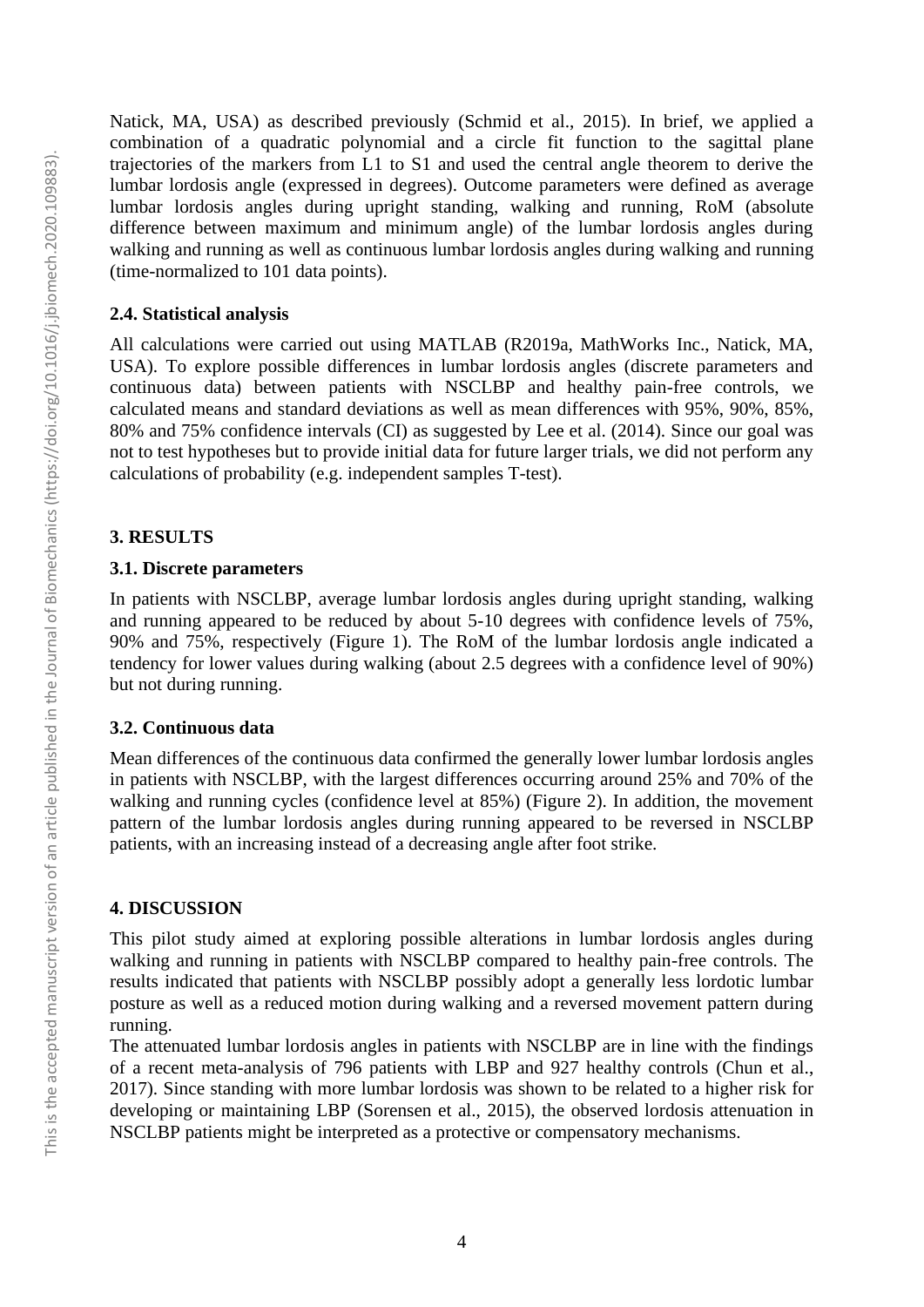Natick, MA, USA) as described previously (Schmid et al., 2015). In brief, we applied a combination of a quadratic polynomial and a circle fit function to the sagittal plane trajectories of the markers from L1 to S1 and used the central angle theorem to derive the lumbar lordosis angle (expressed in degrees). Outcome parameters were defined as average lumbar lordosis angles during upright standing, walking and running, RoM (absolute difference between maximum and minimum angle) of the lumbar lordosis angles during walking and running as well as continuous lumbar lordosis angles during walking and running (time-normalized to 101 data points).

### 2.4. Statistical analysis

All calculations were carried out using MATLAB (R2019a, MathWorks Inc., Natick, MA, USA). To explore possible differences in lumbar lordosis angles (discrete parameters and continuous data) between patients with NSCLBP and healthy pain-free controls, we calculated means and standard deviations as well as mean differences with 95%, 90%, 85%, 80% and 75% confidence intervals (CI) as suggested by Lee et al. (2014). Since our goal was not to test hypotheses but to provide initial data for future larger trials, we did not perform any calculations of probability (e.g. independent samples T-test).

## 3. RESULTS

### 3.1. Discrete parameters

In patients with NSCLBP, average lumbar lordosis angles during upright standing, walking and running appeared to be reduced by about 5-10 degrees with confidence levels of 75%, 90% and 75%, respectively (Figure 1). The RoM of the lumbar lordosis angle indicated a tendency for lower values during walking (about 2.5 degrees with a confidence level of 90%) but not during running.

### 3.2. Continuous data

Mean differences of the continuous data confirmed the generally lower lumbar lordosis angles in patients with NSCLBP, with the largest differences occurring around 25% and 70% of the walking and running cycles (confidence level at 85%) (Figure 2). In addition, the movement pattern of the lumbar lordosis angles during running appeared to be reversed in NSCLBP patients, with an increasing instead of a decreasing angle after foot strike.

## 4. DISCUSSION

This pilot study aimed at exploring possible alterations in lumbar lordosis angles during walking and running in patients with NSCLBP compared to healthy pain-free controls. The results indicated that patients with NSCLBP possibly adopt a generally less lordotic lumbar posture as well as a reduced motion during walking and a reversed movement pattern during running.

The attenuated lumbar lordosis angles in patients with NSCLBP are in line with the findings of a recent meta-analysis of 796 patients with LBP and 927 healthy controls (Chun et al., 2017). Since standing with more lumbar lordosis was shown to be related to a higher risk for developing or maintaining LBP (Sorensen et al., 2015), the observed lordosis attenuation in NSCLBP patients might be interpreted as a protective or compensatory mechanisms.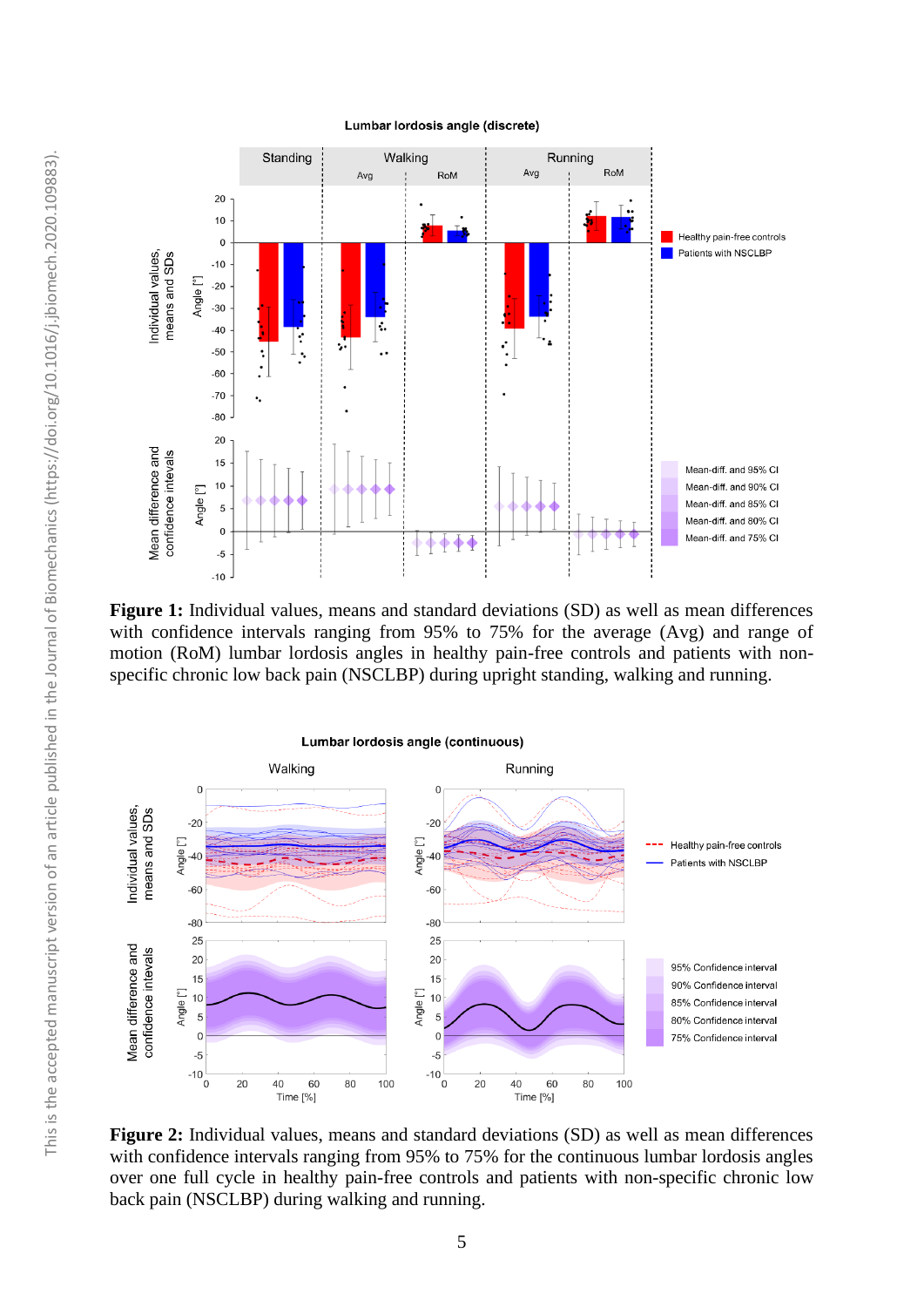**Figure 1:** Individual values, means and standard deviations (SD) as well as mean differences with confidence intervals ranging from 95% to 75% for the average (Avg) and range of motion (RoM) lumbar lordosis angles in healthy pain-free controls and patients with non-specific chronic low back pain (NSCLBP) during upright standing, walking and running.

**Figure 2:** Individual values, means and standard deviations (SD) as well as mean differences with confidence intervals ranging from 95% to 75% for the continuous lumbar lordosis angles over one full cycle in healthy pain-free controls and patients with non-specific chronic low back pain (NSCLBP) during walking and running.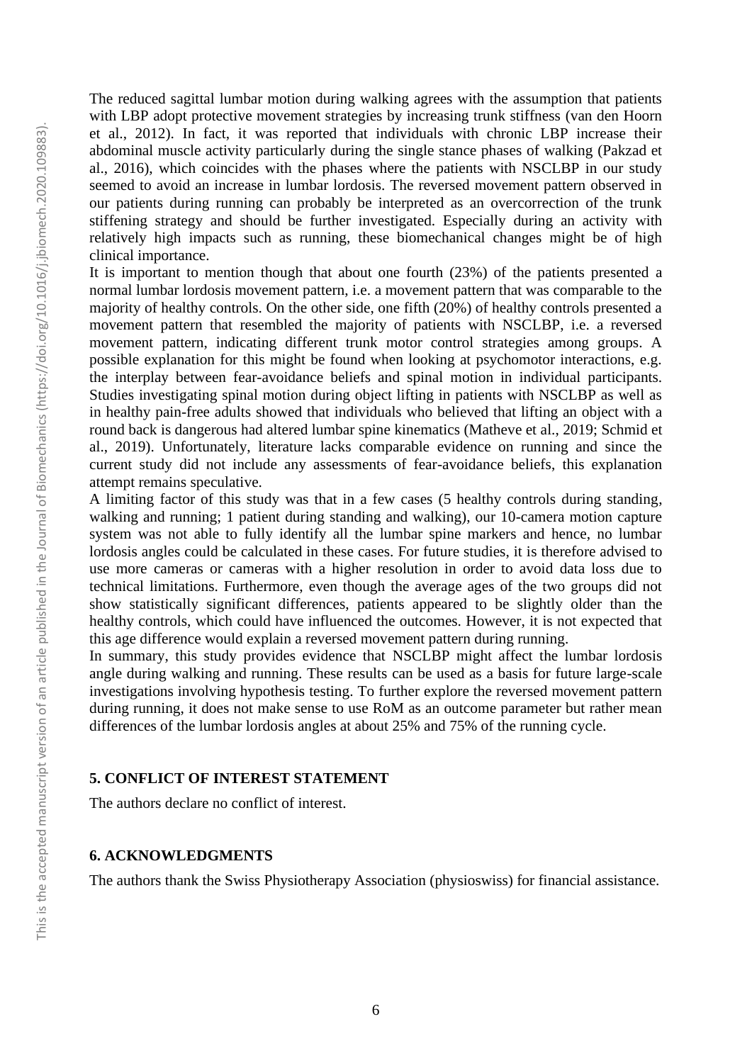The reduced sagittal lumbar motion during walking agrees with the assumption that patients with LBP adopt protective movement strategies by increasing trunk stiffness (van den Hoorn et al., 2012). In fact, it was reported that individuals with chronic LBP increase their abdominal muscle activity particularly during the single stance phases of walking (Pakzad et al., 2016), which coincides with the phases where the patients with NSCLBP in our study seemed to avoid an increase in lumbar lordosis. The reversed movement pattern observed in our patients during running can probably be interpreted as an overcorrection of the trunk stiffening strategy and should be further investigated. Especially during an activity with relatively high impacts such as running, these biomechanical changes might be of high clinical importance.

It is important to mention though that about one fourth (23%) of the patients presented a normal lumbar lordosis movement pattern, i.e. a movement pattern that was comparable to the majority of healthy controls. On the other side, one fifth (20%) of healthy controls presented a movement pattern that resembled the majority of patients with NSCLBP, i.e. a reversed movement pattern, indicating different trunk motor control strategies among groups. A possible explanation for this might be found when looking at psychomotor interactions, e.g. the interplay between fear-avoidance beliefs and spinal motion in individual participants. Studies investigating spinal motion during object lifting in patients with NSCLBP as well as in healthy pain-free adults showed that individuals who believed that lifting an object with a round back is dangerous had altered lumbar spine kinematics (Matheve et al., 2019; Schmid et al., 2019). Unfortunately, literature lacks comparable evidence on running and since the current study did not include any assessments of fear-avoidance beliefs, this explanation attempt remains speculative.

A limiting factor of this study was that in a few cases (5 healthy controls during standing, walking and running; 1 patient during standing and walking), our 10-camera motion capture system was not able to fully identify all the lumbar spine markers and hence, no lumbar lordosis angles could be calculated in these cases. For future studies, it is therefore advised to use more cameras or cameras with a higher resolution in order to avoid data loss due to technical limitations. Furthermore, even though the average ages of the two groups did not show statistically significant differences, patients appeared to be slightly older than the healthy controls, which could have influenced the outcomes. However, it is not expected that this age difference would explain a reversed movement pattern during running.

In summary, this study provides evidence that NSCLBP might affect the lumbar lordosis angle during walking and running. These results can be used as a basis for future large-scale investigations involving hypothesis testing. To further explore the reversed movement pattern during running, it does not make sense to use RoM as an outcome parameter but rather mean differences of the lumbar lordosis angles at about 25% and 75% of the running cycle.

## 5. CONFLICT OF INTEREST STATEMENT

The authors declare no conflict of interest.

## 6. ACKNOWLEDGMENTS

The authors thank the Swiss Physiotherapy Association (physioswiss) for financial assistance.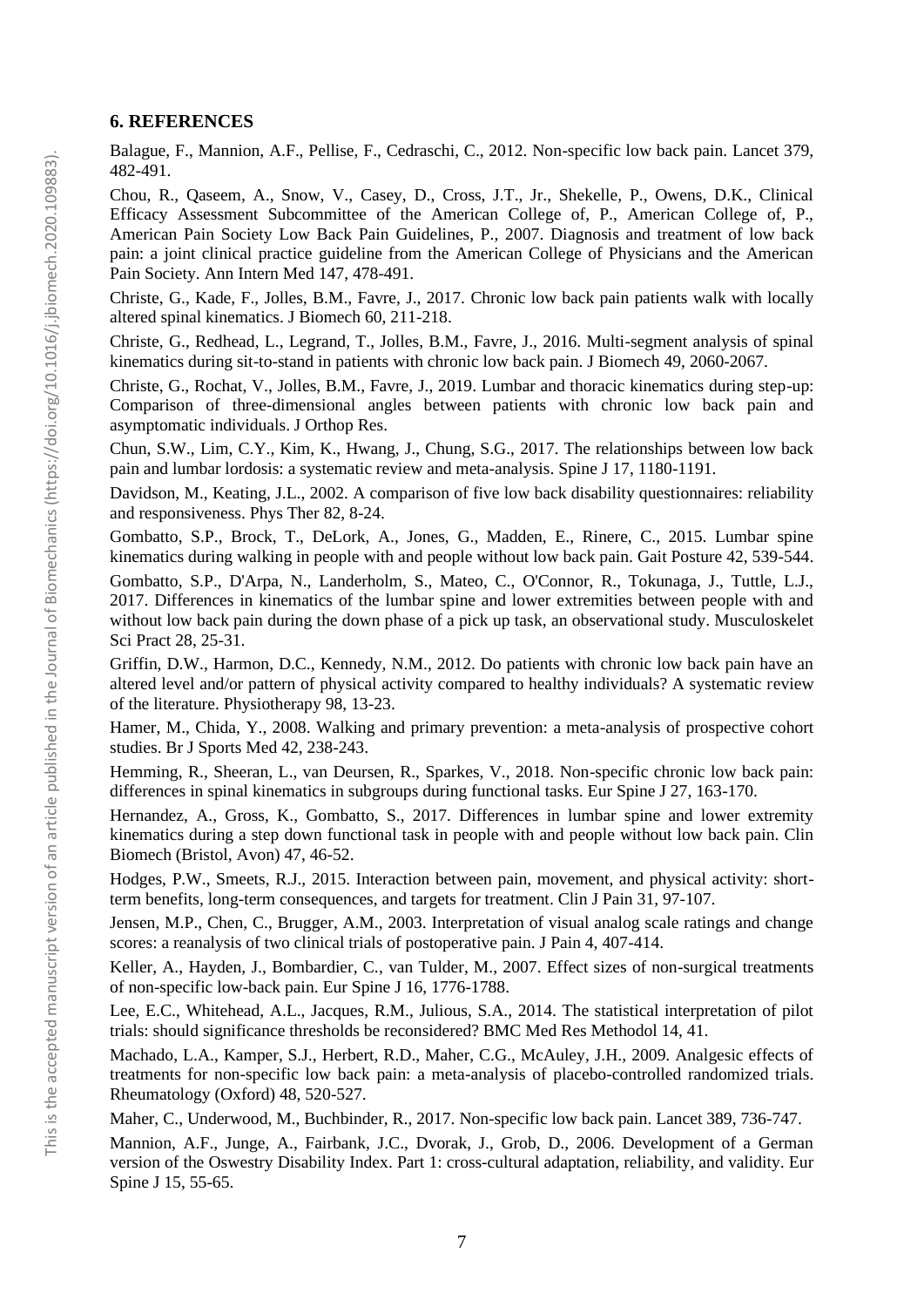## 6. REFERENCES

Balague, F., Mannion, A.F., Pellise, F., Cedraschi, C., 2012. Non-specific low back pain. Lancet 379, 482-491.

Chou, R., Qaseem, A., Snow, V., Casey, D., Cross, J.T., Jr., Shekelle, P., Owens, D.K., Clinical Efficacy Assessment Subcommittee of the American College of, P., American College of, P., American Pain Society Low Back Pain Guidelines, P., 2007. Diagnosis and treatment of low back pain: a joint clinical practice guideline from the American College of Physicians and the American Pain Society. Ann Intern Med 147, 478-491.

Christe, G., Kade, F., Jolles, B.M., Favre, J., 2017. Chronic low back pain patients walk with locally altered spinal kinematics. J Biomech 60, 211-218.

Christe, G., Redhead, L., Legrand, T., Jolles, B.M., Favre, J., 2016. Multi-segment analysis of spinal kinematics during sit-to-stand in patients with chronic low back pain. J Biomech 49, 2060-2067.

Christe, G., Rochat, V., Jolles, B.M., Favre, J., 2019. Lumbar and thoracic kinematics during step-up: Comparison of three-dimensional angles between patients with chronic low back pain and asymptomatic individuals. J Orthop Res.

Chun, S.W., Lim, C.Y., Kim, K., Hwang, J., Chung, S.G., 2017. The relationships between low back pain and lumbar lordosis: a systematic review and meta-analysis. Spine J 17, 1180-1191.

Davidson, M., Keating, J.L., 2002. A comparison of five low back disability questionnaires: reliability and responsiveness. Phys Ther 82, 8-24.

Gombatto, S.P., Brock, T., DeLork, A., Jones, G., Madden, E., Rinere, C., 2015. Lumbar spine kinematics during walking in people with and people without low back pain. Gait Posture 42, 539-544.

Gombatto, S.P., D'Arpa, N., Landerholm, S., Mateo, C., O'Connor, R., Tokunaga, J., Tuttle, L.J., 2017. Differences in kinematics of the lumbar spine and lower extremities between people with and without low back pain during the down phase of a pick up task, an observational study. Musculoskelet Sci Pract 28, 25-31.

Griffin, D.W., Harmon, D.C., Kennedy, N.M., 2012. Do patients with chronic low back pain have an altered level and/or pattern of physical activity compared to healthy individuals? A systematic review of the literature. Physiotherapy 98, 13-23.

Hamer, M., Chida, Y., 2008. Walking and primary prevention: a meta-analysis of prospective cohort studies. Br J Sports Med 42, 238-243.

Hemming, R., Sheeran, L., van Deursen, R., Sparkes, V., 2018. Non-specific chronic low back pain: differences in spinal kinematics in subgroups during functional tasks. Eur Spine J 27, 163-170.

Hernandez, A., Gross, K., Gombatto, S., 2017. Differences in lumbar spine and lower extremity kinematics during a step down functional task in people with and people without low back pain. Clin Biomech (Bristol, Avon) 47, 46-52.

Hodges, P.W., Smeets, R.J., 2015. Interaction between pain, movement, and physical activity: short-term benefits, long-term consequences, and targets for treatment. Clin J Pain 31, 97-107.

Jensen, M.P., Chen, C., Brugger, A.M., 2003. Interpretation of visual analog scale ratings and change scores: a reanalysis of two clinical trials of postoperative pain. J Pain 4, 407-414.

Keller, A., Hayden, J., Bombardier, C., van Tulder, M., 2007. Effect sizes of non-surgical treatments of non-specific low-back pain. Eur Spine J 16, 1776-1788.

Lee, E.C., Whitehead, A.L., Jacques, R.M., Julious, S.A., 2014. The statistical interpretation of pilot trials: should significance thresholds be reconsidered? BMC Med Res Methodol 14, 41.

Machado, L.A., Kamper, S.J., Herbert, R.D., Maher, C.G., McAuley, J.H., 2009. Analgesic effects of treatments for non-specific low back pain: a meta-analysis of placebo-controlled randomized trials. Rheumatology (Oxford) 48, 520-527.

Maher, C., Underwood, M., Buchbinder, R., 2017. Non-specific low back pain. Lancet 389, 736-747.

Mannion, A.F., Junge, A., Fairbank, J.C., Dvorak, J., Grob, D., 2006. Development of a German version of the Oswestry Disability Index. Part 1: cross-cultural adaptation, reliability, and validity. Eur Spine J 15, 55-65.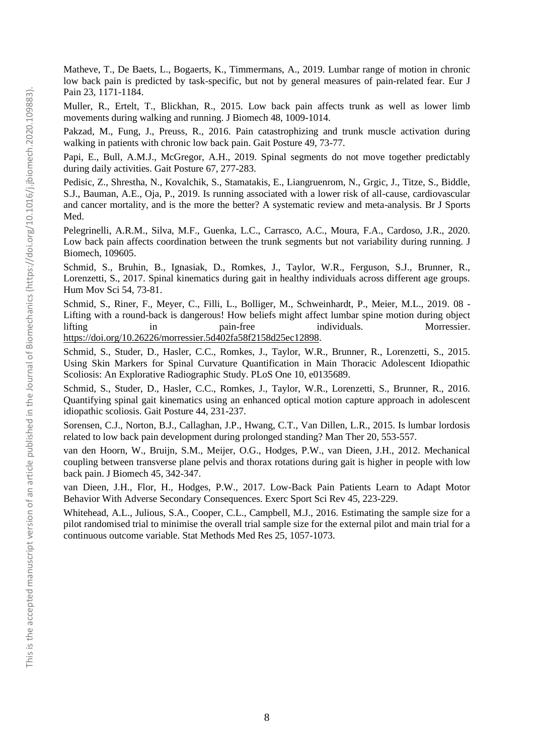Matheve, T., De Baets, L., Bogaerts, K., Timmermans, A., 2019. Lumbar range of motion in chronic low back pain is predicted by task-specific, but not by general measures of pain-related fear. Eur J Pain 23, 1171-1184.

Muller, R., Ertelt, T., Blickhan, R., 2015. Low back pain affects trunk as well as lower limb movements during walking and running. J Biomech 48, 1009-1014.

Pakzad, M., Fung, J., Preuss, R., 2016. Pain catastrophizing and trunk muscle activation during walking in patients with chronic low back pain. Gait Posture 49, 73-77.

Papi, E., Bull, A.M.J., McGregor, A.H., 2019. Spinal segments do not move together predictably during daily activities. Gait Posture 67, 277-283.

Pedisic, Z., Shrestha, N., Kovalchik, S., Stamatakis, E., Liangruenrom, N., Grgic, J., Titze, S., Biddle, S.J., Bauman, A.E., Oja, P., 2019. Is running associated with a lower risk of all-cause, cardiovascular and cancer mortality, and is the more the better? A systematic review and meta-analysis. Br J Sports Med.

Pelegrinelli, A.R.M., Silva, M.F., Guenka, L.C., Carrasco, A.C., Moura, F.A., Cardoso, J.R., 2020. Low back pain affects coordination between the trunk segments but not variability during running. J Biomech, 109605.

Schmid, S., Bruhin, B., Ignasiak, D., Romkes, J., Taylor, W.R., Ferguson, S.J., Brunner, R., Lorenzetti, S., 2017. Spinal kinematics during gait in healthy individuals across different age groups. Hum Mov Sci 54, 73-81.

Schmid, S., Riner, F., Meyer, C., Filli, L., Bolliger, M., Schweinhardt, P., Meier, M.L., 2019. 08 - Lifting with a round-back is dangerous! How beliefs might affect lumbar spine motion during object lifting in pain-free individuals. Morressier. https://doi.org/10.26226/morressier.5d402fa58f2158d25ec12898.

Schmid, S., Studer, D., Hasler, C.C., Romkes, J., Taylor, W.R., Brunner, R., Lorenzetti, S., 2015. Using Skin Markers for Spinal Curvature Quantification in Main Thoracic Adolescent Idiopathic Scoliosis: An Explorative Radiographic Study. PLoS One 10, e0135689.

Schmid, S., Studer, D., Hasler, C.C., Romkes, J., Taylor, W.R., Lorenzetti, S., Brunner, R., 2016. Quantifying spinal gait kinematics using an enhanced optical motion capture approach in adolescent idiopathic scoliosis. Gait Posture 44, 231-237.

Sorensen, C.J., Norton, B.J., Callaghan, J.P., Hwang, C.T., Van Dillen, L.R., 2015. Is lumbar lordosis related to low back pain development during prolonged standing? Man Ther 20, 553-557.

van den Hoorn, W., Bruijn, S.M., Meijer, O.G., Hodges, P.W., van Dieen, J.H., 2012. Mechanical coupling between transverse plane pelvis and thorax rotations during gait is higher in people with low back pain. J Biomech 45, 342-347.

van Dieen, J.H., Flor, H., Hodges, P.W., 2017. Low-Back Pain Patients Learn to Adapt Motor Behavior With Adverse Secondary Consequences. Exerc Sport Sci Rev 45, 223-229.

Whitehead, A.L., Julious, S.A., Cooper, C.L., Campbell, M.J., 2016. Estimating the sample size for a pilot randomised trial to minimise the overall trial sample size for the external pilot and main trial for a continuous outcome variable. Stat Methods Med Res 25, 1057-1073.